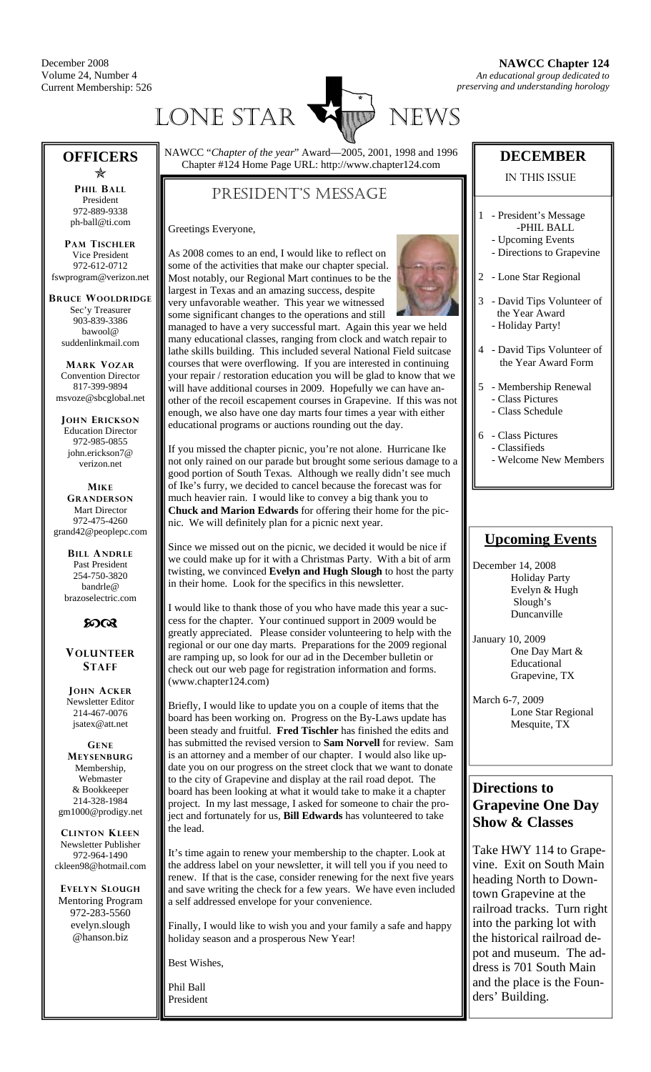December 2008
Volume 24, Number 4
Current Membership: 526

**NAWCC Chapter 124**
*An educational group dedicated to preserving and understanding horology*

# LONE STAR NEWS

NAWCC "*Chapter of the year*" Award—2005, 2001, 1998 and 1996
Chapter #124 Home Page URL: http://www.chapter124.com

## PRESIDENT'S MESSAGE

Greetings Everyone,

As 2008 comes to an end, I would like to reflect on some of the activities that make our chapter special. Most notably, our Regional Mart continues to be the largest in Texas and an amazing success, despite very unfavorable weather. This year we witnessed some significant changes to the operations and still managed to have a very successful mart. Again this year we held many educational classes, ranging from clock and watch repair to lathe skills building. This included several National Field suitcase courses that were overflowing. If you are interested in continuing your repair / restoration education you will be glad to know that we will have additional courses in 2009. Hopefully we can have another of the recoil escapement courses in Grapevine. If this was not enough, we also have one day marts four times a year with either educational programs or auctions rounding out the day.

If you missed the chapter picnic, you're not alone. Hurricane Ike not only rained on our parade but brought some serious damage to a good portion of South Texas. Although we really didn't see much of Ike's fury, we decided to cancel because the forecast was for much heavier rain. I would like to convey a big thank you to **Chuck and Marion Edwards** for offering their home for the picnic. We will definitely plan for a picnic next year.

Since we missed out on the picnic, we decided it would be nice if we could make up for it with a Christmas Party. With a bit of arm twisting, we convinced **Evelyn and Hugh Slough** to host the party in their home. Look for the specifics in this newsletter.

I would like to thank those of you who have made this year a success for the chapter. Your continued support in 2009 would be greatly appreciated. Please consider volunteering to help with the regional or our one day marts. Preparations for the 2009 regional are ramping up, so look for our ad in the December bulletin or check out our web page for registration information and forms. (www.chapter124.com)

Briefly, I would like to update you on a couple of items that the board has been working on. Progress on the By-Laws update has been steady and fruitful. **Fred Tischler** has finished the edits and has submitted the revised version to **Sam Norvell** for review. Sam is an attorney and a member of our chapter. I would also like update you on our progress on the street clock that we want to donate to the city of Grapevine and display at the rail road depot. The board has been looking at what it would take to make it a chapter project. In my last message, I asked for someone to chair the project and fortunately for us, **Bill Edwards** has volunteered to take the lead.

It's time again to renew your membership to the chapter. Look at the address label on your newsletter, it will tell you if you need to renew. If that is the case, consider renewing for the next five years and save writing the check for a few years. We have even included a self addressed envelope for your convenience.

Finally, I would like to wish you and your family a safe and happy holiday season and a prosperous New Year!

Best Wishes,

Phil Ball
President

## OFFICERS

**PHIL BALL**
President
972-889-9338
ph-ball@ti.com

**PAM TISCHLER**
Vice President
972-612-0712
fswprogram@verizon.net

**BRUCE WOOLDRIDGE**
Sec'y Treasurer
903-839-3386
bawool@suddenlinkmail.com

**MARK VOZAR**
Convention Director
817-399-9894
msvoze@sbcglobal.net

**JOHN ERICKSON**
Education Director
972-985-0855
john.erickson7@verizon.net

**MIKE GRANDERSON**
Mart Director
972-475-4260
grand42@peoplepc.com

**BILL ANDRLE**
Past President
254-750-3820
bandrle@brazoselectric.com

## VOLUNTEER STAFF

**JOHN ACKER**
Newsletter Editor
214-467-0076
jsatex@att.net

**GENE MEYSENBURG**
Membership, Webmaster & Bookkeeper
214-328-1984
gm1000@prodigy.net

**CLINTON KLEEN**
Newsletter Publisher
972-964-1490
ckleen98@hotmail.com

**EVELYN SLOUGH**
Mentoring Program
972-283-5560
evelyn.slough@hanson.biz

## DECEMBER

IN THIS ISSUE

1 - President's Message -PHIL BALL
  - Upcoming Events
  - Directions to Grapevine

2 - Lone Star Regional

3 - David Tips Volunteer of the Year Award
  - Holiday Party!

4 - David Tips Volunteer of the Year Award Form

5 - Membership Renewal
  - Class Pictures
  - Class Schedule

6 - Class Pictures
  - Classifieds
  - Welcome New Members

## Upcoming Events

December 14, 2008
Holiday Party
Evelyn & Hugh Slough's
Duncanville

January 10, 2009
One Day Mart & Educational
Grapevine, TX

March 6-7, 2009
Lone Star Regional
Mesquite, TX

## Directions to Grapevine One Day Show & Classes

Take HWY 114 to Grapevine. Exit on South Main heading North to Downtown Grapevine at the railroad tracks. Turn right into the parking lot with the historical railroad depot and museum. The address is 701 South Main and the place is the Founders' Building.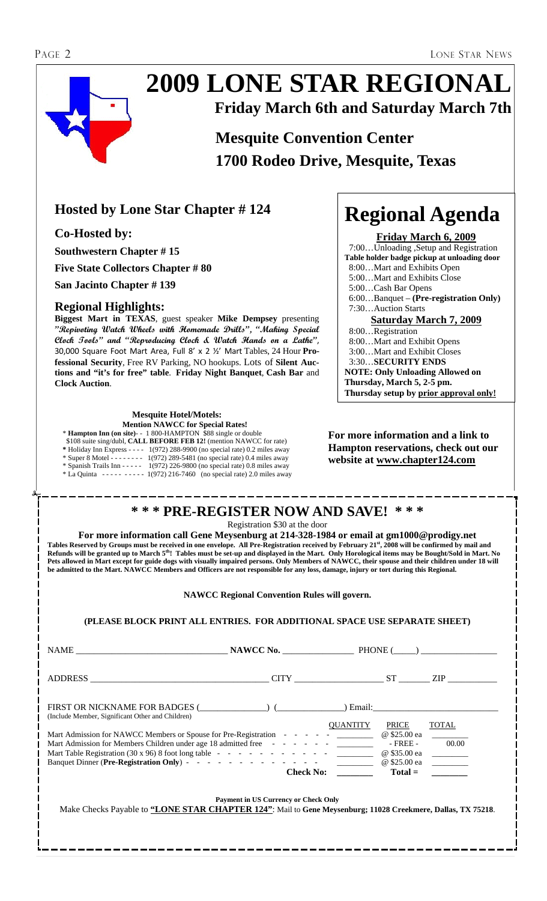# 2009 LONE STAR REGIONAL

## Friday March 6th and Saturday March 7th

## Mesquite Convention Center
## 1700 Rodeo Drive, Mesquite, Texas

## Hosted by Lone Star Chapter # 124

### Co-Hosted by:

**Southwestern Chapter # 15**

**Five State Collectors Chapter # 80**

**San Jacinto Chapter # 139**

### Regional Highlights:

**Biggest Mart in TEXAS**, guest speaker **Mike Dempsey** presenting ***"Repivoting Watch Wheels with Homemade Drills", "Making Special Clock Tools" and "Reproducing Clock & Watch Hands on a Lathe"***, 30,000 Square Foot Mart Area, Full 8' x 2 ½' Mart Tables, 24 Hour **Professional Security**, Free RV Parking, NO hookups. Lots of **Silent Auctions and "it's for free" table**. **Friday Night Banquet**, **Cash Bar** and **Clock Auction**.

**Mesquite Hotel/Motels:**
**Mention NAWCC for Special Rates!**

- **Hampton Inn (on site)**- - 1 800-HAMPTON $88 single or double
  $108 suite sing/dubl, **CALL BEFORE FEB 12!** (mention NAWCC for rate)
- Holiday Inn Express - - - - 1(972) 288-9900 (no special rate) 0.2 miles away
- Super 8 Motel - - - - - - - - 1(972) 289-5481 (no special rate) 0.4 miles away
- Spanish Trails Inn - - - - - 1(972) 226-9800 (no special rate) 0.8 miles away
- La Quinta - - - - - - - - - - 1(972) 216-7460 (no special rate) 2.0 miles away

# Regional Agenda

### Friday March 6, 2009

7:00…Unloading ,Setup and Registration
**Table holder badge pickup at unloading door**
8:00…Mart and Exhibits Open
5:00…Mart and Exhibits Close
5:00…Cash Bar Opens
6:00…Banquet – **(Pre-registration Only)**
7:30…Auction Starts

### Saturday March 7, 2009

8:00…Registration
8:00…Mart and Exhibit Opens
3:00…Mart and Exhibit Closes
3:30…**SECURITY ENDS**
**NOTE: Only Unloading Allowed on Thursday, March 5, 2-5 pm.**
**Thursday setup by prior approval only!**

**For more information and a link to Hampton reservations, check out our website at www.chapter124.com**

---

## * * * PRE-REGISTER NOW AND SAVE! * * *

Registration $30 at the door

**For more information call Gene Meysenburg at 214-328-1984 or email at gm1000@prodigy.net**

**Tables Reserved by Groups must be received in one envelope. All Pre-Registration received by February 21st, 2008 will be confirmed by mail and Refunds will be granted up to March 5th! Tables must be set-up and displayed in the Mart. Only Horological items may be Bought/Sold in Mart. No Pets allowed in Mart except for guide dogs with visually impaired persons. Only Members of NAWCC, their spouse and their children under 18 will be admitted to the Mart. NAWCC Members and Officers are not responsible for any loss, damage, injury or tort during this Regional.**

**NAWCC Regional Convention Rules will govern.**

**(PLEASE BLOCK PRINT ALL ENTRIES. FOR ADDITIONAL SPACE USE SEPARATE SHEET)**

NAME ________________ **NAWCC No.** ________ PHONE (____) ________

ADDRESS ________________ CITY ________ ST ____ ZIP ______

FIRST OR NICKNAME FOR BADGES (________) (________) Email: ________
(Include Member, Significant Other and Children)

| | QUANTITY | PRICE | TOTAL |
|---|---|---|---|
| Mart Admission for NAWCC Members or Spouse for Pre-Registration | ______ | @ $25.00 ea | ______ |
| Mart Admission for Members Children under age 18 admitted free | ______ | - FREE - | 00.00 |
| Mart Table Registration (30 x 96) 8 foot long table | ______ | @ $35.00 ea | ______ |
| Banquet Dinner (**Pre-Registration Only**) | ______ | @ $25.00 ea | ______ |
| **Check No:** | ______ | **Total =** | ______ |

**Payment in US Currency or Check Only**

Make Checks Payable to **"LONE STAR CHAPTER 124"**: Mail to **Gene Meysenburg; 11028 Creekmere, Dallas, TX 75218**.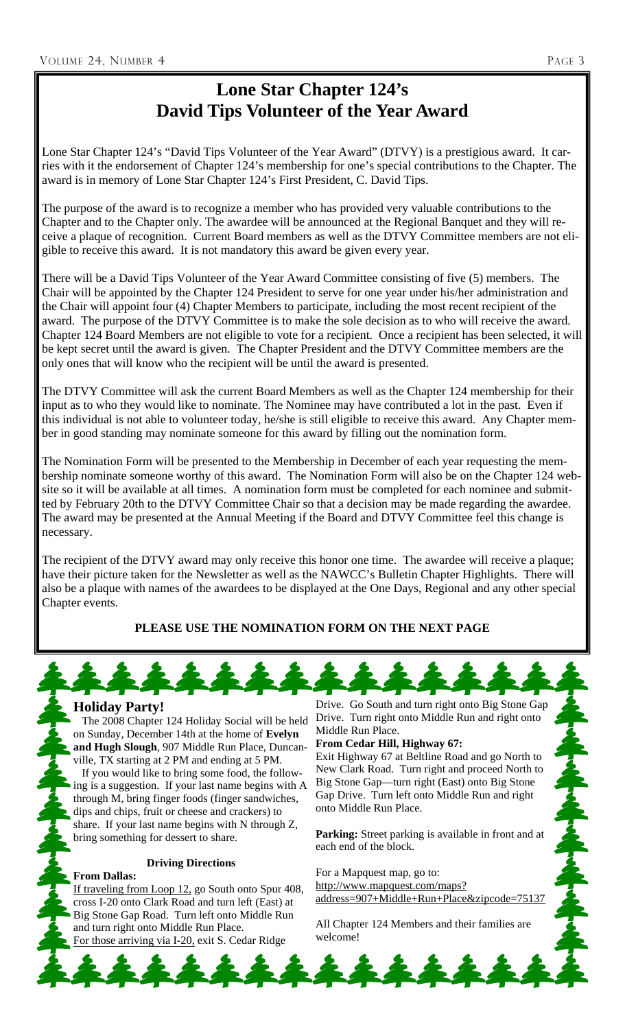# Lone Star Chapter 124's David Tips Volunteer of the Year Award

Lone Star Chapter 124's "David Tips Volunteer of the Year Award" (DTVY) is a prestigious award. It carries with it the endorsement of Chapter 124's membership for one's special contributions to the Chapter. The award is in memory of Lone Star Chapter 124's First President, C. David Tips.

The purpose of the award is to recognize a member who has provided very valuable contributions to the Chapter and to the Chapter only. The awardee will be announced at the Regional Banquet and they will receive a plaque of recognition. Current Board members as well as the DTVY Committee members are not eligible to receive this award. It is not mandatory this award be given every year.

There will be a David Tips Volunteer of the Year Award Committee consisting of five (5) members. The Chair will be appointed by the Chapter 124 President to serve for one year under his/her administration and the Chair will appoint four (4) Chapter Members to participate, including the most recent recipient of the award. The purpose of the DTVY Committee is to make the sole decision as to who will receive the award. Chapter 124 Board Members are not eligible to vote for a recipient. Once a recipient has been selected, it will be kept secret until the award is given. The Chapter President and the DTVY Committee members are the only ones that will know who the recipient will be until the award is presented.

The DTVY Committee will ask the current Board Members as well as the Chapter 124 membership for their input as to who they would like to nominate. The Nominee may have contributed a lot in the past. Even if this individual is not able to volunteer today, he/she is still eligible to receive this award. Any Chapter member in good standing may nominate someone for this award by filling out the nomination form.

The Nomination Form will be presented to the Membership in December of each year requesting the membership nominate someone worthy of this award. The Nomination Form will also be on the Chapter 124 website so it will be available at all times. A nomination form must be completed for each nominee and submitted by February 20th to the DTVY Committee Chair so that a decision may be made regarding the awardee. The award may be presented at the Annual Meeting if the Board and DTVY Committee feel this change is necessary.

The recipient of the DTVY award may only receive this honor one time. The awardee will receive a plaque; have their picture taken for the Newsletter as well as the NAWCC's Bulletin Chapter Highlights. There will also be a plaque with names of the awardees to be displayed at the One Days, Regional and any other special Chapter events.

**PLEASE USE THE NOMINATION FORM ON THE NEXT PAGE**

## Holiday Party!

The 2008 Chapter 124 Holiday Social will be held on Sunday, December 14th at the home of **Evelyn and Hugh Slough**, 907 Middle Run Place, Duncanville, TX starting at 2 PM and ending at 5 PM.

If you would like to bring some food, the following is a suggestion. If your last name begins with A through M, bring finger foods (finger sandwiches, dips and chips, fruit or cheese and crackers) to share. If your last name begins with N through Z, bring something for dessert to share.

**Driving Directions**

**From Dallas:**

If traveling from Loop 12, go South onto Spur 408, cross I-20 onto Clark Road and turn left (East) at Big Stone Gap Road. Turn left onto Middle Run and turn right onto Middle Run Place.
For those arriving via I-20, exit S. Cedar Ridge Drive. Go South and turn right onto Big Stone Gap Drive. Turn right onto Middle Run and right onto Middle Run Place.

**From Cedar Hill, Highway 67:**

Exit Highway 67 at Beltline Road and go North to New Clark Road. Turn right and proceed North to Big Stone Gap—turn right (East) onto Big Stone Gap Drive. Turn left onto Middle Run and right onto Middle Run Place.

**Parking:** Street parking is available in front and at each end of the block.

For a Mapquest map, go to:
http://www.mapquest.com/maps?address=907+Middle+Run+Place&zipcode=75137

All Chapter 124 Members and their families are welcome!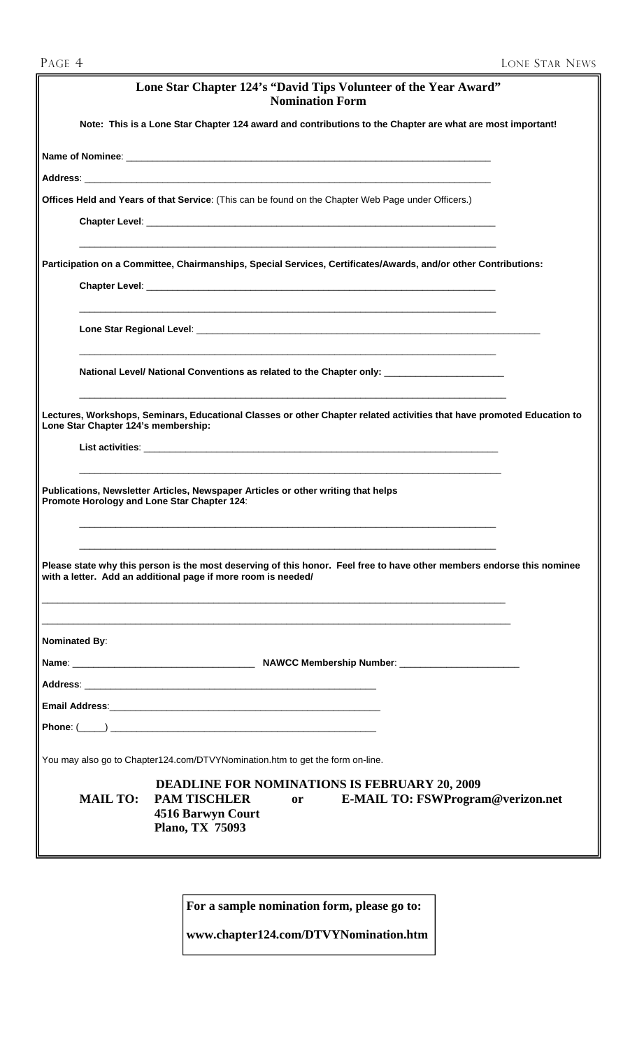## Lone Star Chapter 124's "David Tips Volunteer of the Year Award" Nomination Form

**Note: This is a Lone Star Chapter 124 award and contributions to the Chapter are what are most important!**

**Name of Nominee**: ______________________________________________________________________

**Address**: ______________________________________________________________________________

**Offices Held and Years of that Service**: (This can be found on the Chapter Web Page under Officers.)

**Chapter Level**: _________________________________________________________________

_________________________________________________________________________________

**Participation on a Committee, Chairmanships, Special Services, Certificates/Awards, and/or other Contributions:**

**Chapter Level**: _________________________________________________________________

_________________________________________________________________________________

**Lone Star Regional Level**: ___________________________________________________________

_________________________________________________________________________________

**National Level/ National Conventions as related to the Chapter only**: _____________________

_________________________________________________________________________________

**Lectures, Workshops, Seminars, Educational Classes or other Chapter related activities that have promoted Education to Lone Star Chapter 124's membership:**

**List activities**: _________________________________________________________________

_________________________________________________________________________________

**Publications, Newsletter Articles, Newspaper Articles or other writing that helps Promote Horology and Lone Star Chapter 124**:

_________________________________________________________________________________

_________________________________________________________________________________

**Please state why this person is the most deserving of this honor. Feel free to have other members endorse this nominee with a letter. Add an additional page if more room is needed/**

_________________________________________________________________________________________

_________________________________________________________________________________________

**Nominated By**:

**Name**: _________________________________ **NAWCC Membership Number**: _____________________

**Address**: _______________________________________________________

**Email Address**:___________________________________________________

**Phone**: (____) ___________________________________________________

You may also go to Chapter124.com/DTVYNomination.htm to get the form on-line.

**DEADLINE FOR NOMINATIONS IS FEBRUARY 20, 2009**

**MAIL TO: PAM TISCHLER** **or** **E-MAIL TO: FSWProgram@verizon.net**
**4516 Barwyn Court**
**Plano, TX 75093**

**For a sample nomination form, please go to:**

**www.chapter124.com/DTVYNomination.htm**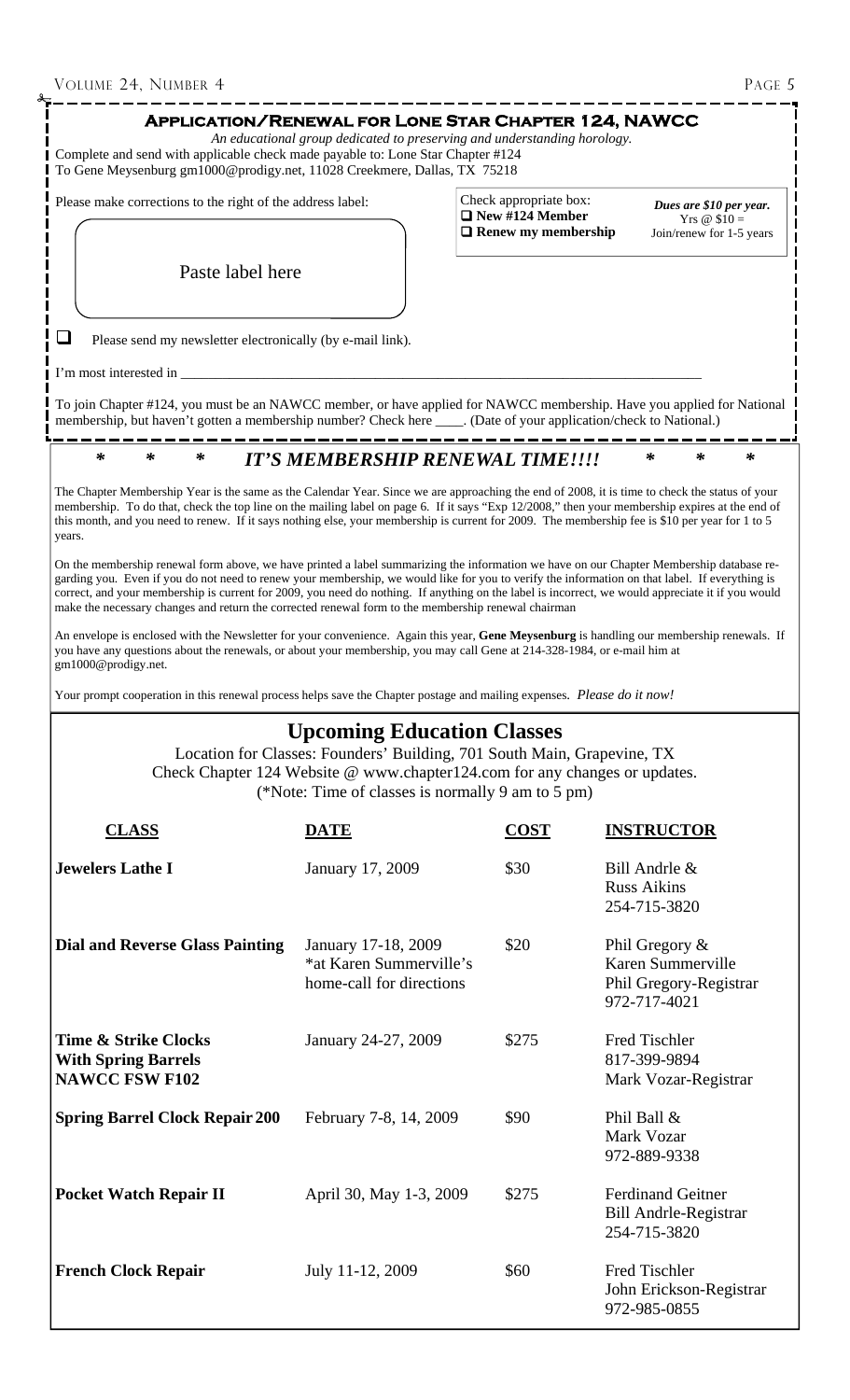## Application/Renewal for Lone Star Chapter 124, NAWCC

*An educational group dedicated to preserving and understanding horology.*

Complete and send with applicable check made payable to: Lone Star Chapter #124
To Gene Meysenburg gm1000@prodigy.net, 11028 Creekmere, Dallas, TX 75218

Please make corrections to the right of the address label:

Paste label here

Check appropriate box:
- ❑ **New #124 Member**
- ❑ **Renew my membership**

***Dues are $10 per year.***
Yrs @ $10 =
Join/renew for 1-5 years

❑ Please send my newsletter electronically (by e-mail link).

I'm most interested in \_\_\_\_\_\_\_\_\_\_\_\_\_\_\_\_\_\_\_\_\_\_\_\_\_\_\_\_\_\_\_\_\_\_\_\_\_\_\_\_\_\_\_\_\_\_\_\_\_\_\_\_\_\_\_\_\_\_\_\_

To join Chapter #124, you must be an NAWCC member, or have applied for NAWCC membership. Have you applied for National membership, but haven't gotten a membership number? Check here \_\_\_\_. (Date of your application/check to National.)

## * * * *IT'S MEMBERSHIP RENEWAL TIME!!!!* * * *

The Chapter Membership Year is the same as the Calendar Year. Since we are approaching the end of 2008, it is time to check the status of your membership. To do that, check the top line on the mailing label on page 6. If it says "Exp 12/2008," then your membership expires at the end of this month, and you need to renew. If it says nothing else, your membership is current for 2009. The membership fee is $10 per year for 1 to 5 years.

On the membership renewal form above, we have printed a label summarizing the information we have on our Chapter Membership database regarding you. Even if you do not need to renew your membership, we would like for you to verify the information on that label. If everything is correct, and your membership is current for 2009, you need do nothing. If anything on the label is incorrect, we would appreciate it if you would make the necessary changes and return the corrected renewal form to the membership renewal chairman

An envelope is enclosed with the Newsletter for your convenience. Again this year, **Gene Meysenburg** is handling our membership renewals. If you have any questions about the renewals, or about your membership, you may call Gene at 214-328-1984, or e-mail him at gm1000@prodigy.net.

Your prompt cooperation in this renewal process helps save the Chapter postage and mailing expenses. *Please do it now!*

## Upcoming Education Classes

Location for Classes: Founders' Building, 701 South Main, Grapevine, TX
Check Chapter 124 Website @ www.chapter124.com for any changes or updates.
(*Note: Time of classes is normally 9 am to 5 pm)

| CLASS | DATE | COST | INSTRUCTOR |
|---|---|---|---|
| **Jewelers Lathe I** | January 17, 2009 | $30 | Bill Andrle & Russ Aikins 254-715-3820 |
| **Dial and Reverse Glass Painting** | January 17-18, 2009 *at Karen Summerville's home-call for directions | $20 | Phil Gregory & Karen Summerville Phil Gregory-Registrar 972-717-4021 |
| **Time & Strike Clocks With Spring Barrels NAWCC FSW F102** | January 24-27, 2009 | $275 | Fred Tischler 817-399-9894 Mark Vozar-Registrar |
| **Spring Barrel Clock Repair 200** | February 7-8, 14, 2009 | $90 | Phil Ball & Mark Vozar 972-889-9338 |
| **Pocket Watch Repair II** | April 30, May 1-3, 2009 | $275 | Ferdinand Geitner Bill Andrle-Registrar 254-715-3820 |
| **French Clock Repair** | July 11-12, 2009 | $60 | Fred Tischler John Erickson-Registrar 972-985-0855 |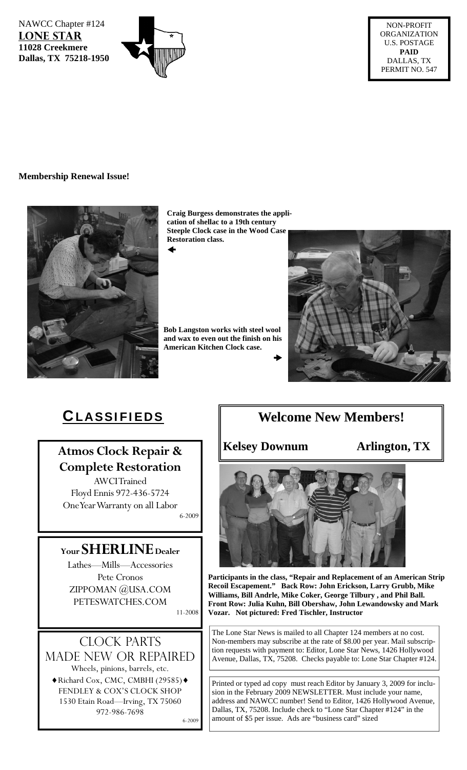NAWCC Chapter #124
**LONE STAR**
**11028 Creekmere**
**Dallas, TX 75218-1950**

NON-PROFIT
ORGANIZATION
U.S. POSTAGE
**PAID**
DALLAS, TX
PERMIT NO. 547

**Membership Renewal Issue!**

**Craig Burgess demonstrates the application of shellac to a 19th century Steeple Clock case in the Wood Case Restoration class.**

**Bob Langston works with steel wool and wax to even out the finish on his American Kitchen Clock case.**

# CLASSIFIEDS

## Atmos Clock Repair & Complete Restoration

AWCI Trained
Floyd Ennis 972-436-5724
One Year Warranty on all Labor
6-2009

## Your SHERLINE Dealer

Lathes—Mills—Accessories
Pete Cronos
ZIPPOMAN @USA.COM
PETESWATCHES.COM
11-2008

## CLOCK PARTS MADE NEW OR REPAIRED

Wheels, pinions, barrels, etc.
♦Richard Cox, CMC, CMBHI (29585)♦
FENDLEY & COX'S CLOCK SHOP
1530 Etain Road—Irving, TX 75060
972-986-7698
6-2009

# Welcome New Members!

**Kelsey Downum — Arlington, TX**

**Participants in the class, "Repair and Replacement of an American Strip Recoil Escapement." Back Row: John Erickson, Larry Grubb, Mike Williams, Bill Andrle, Mike Coker, George Tilbury , and Phil Ball. Front Row: Julia Kuhn, Bill Obershaw, John Lewandowsky and Mark Vozar. Not pictured: Fred Tischler, Instructor**

The Lone Star News is mailed to all Chapter 124 members at no cost. Non-members may subscribe at the rate of $8.00 per year. Mail subscription requests with payment to: Editor, Lone Star News, 1426 Hollywood Avenue, Dallas, TX, 75208. Checks payable to: Lone Star Chapter #124.

Printed or typed ad copy must reach Editor by January 3, 2009 for inclusion in the February 2009 NEWSLETTER. Must include your name, address and NAWCC number! Send to Editor, 1426 Hollywood Avenue, Dallas, TX, 75208. Include check to "Lone Star Chapter #124" in the amount of $5 per issue. Ads are "business card" sized